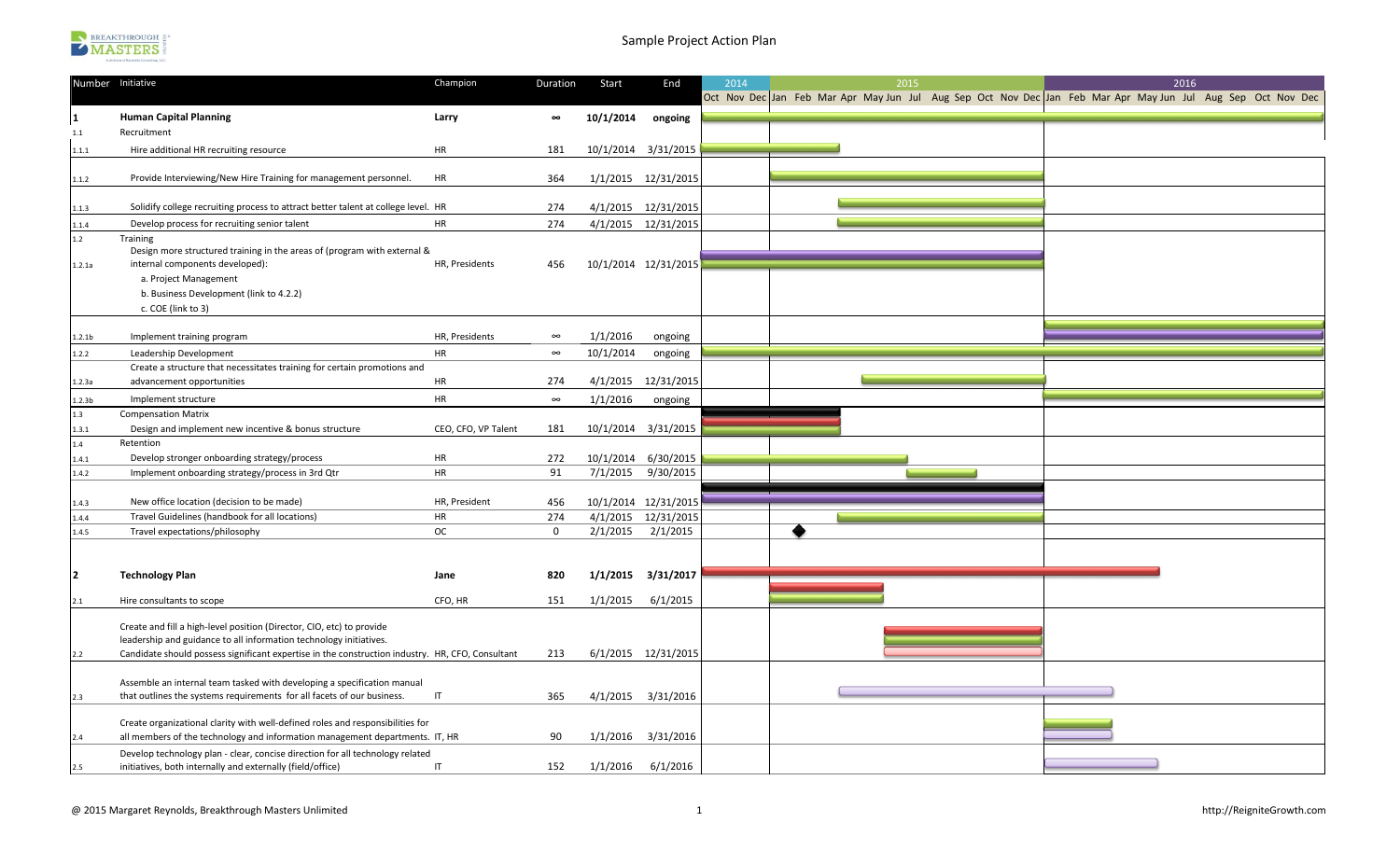# Sample Project Action Plan

| Number | Initiative | Champion | Duration | Start | End |
|---|---|---|---|---|---|
| **1** | **Human Capital Planning** | **Larry** | **∞** | **10/1/2014** | **ongoing** |
| 1.1 | Recruitment | | | | |
| 1.1.1 | Hire additional HR recruiting resource | HR | 181 | 10/1/2014 | 3/31/2015 |
| 1.1.2 | Provide Interviewing/New Hire Training for management personnel. | HR | 364 | 1/1/2015 | 12/31/2015 |
| 1.1.3 | Solidify college recruiting process to attract better talent at college level. | HR | 274 | 4/1/2015 | 12/31/2015 |
| 1.1.4 | Develop process for recruiting senior talent | HR | 274 | 4/1/2015 | 12/31/2015 |
| 1.2 | Training | | | | |
| 1.2.1a | Design more structured training in the areas of (program with external & internal components developed): a. Project Management b. Business Development (link to 4.2.2) c. COE (link to 3) | HR, Presidents | 456 | 10/1/2014 | 12/31/2015 |
| 1.2.1b | Implement training program | HR, Presidents | ∞ | 1/1/2016 | ongoing |
| 1.2.2 | Leadership Development | HR | ∞ | 10/1/2014 | ongoing |
| 1.2.3a | Create a structure that necessitates training for certain promotions and advancement opportunities | HR | 274 | 4/1/2015 | 12/31/2015 |
| 1.2.3b | Implement structure | HR | ∞ | 1/1/2016 | ongoing |
| 1.3 | Compensation Matrix | | | | |
| 1.3.1 | Design and implement new incentive & bonus structure | CEO, CFO, VP Talent | 181 | 10/1/2014 | 3/31/2015 |
| 1.4 | Retention | | | | |
| 1.4.1 | Develop stronger onboarding strategy/process | HR | 272 | 10/1/2014 | 6/30/2015 |
| 1.4.2 | Implement onboarding strategy/process in 3rd Qtr | HR | 91 | 7/1/2015 | 9/30/2015 |
| 1.4.3 | New office location (decision to be made) | HR, President | 456 | 10/1/2014 | 12/31/2015 |
| 1.4.4 | Travel Guidelines (handbook for all locations) | HR | 274 | 4/1/2015 | 12/31/2015 |
| 1.4.5 | Travel expectations/philosophy | OC | 0 | 2/1/2015 | 2/1/2015 |
| **2** | **Technology Plan** | **Jane** | **820** | **1/1/2015** | **3/31/2017** |
| 2.1 | Hire consultants to scope | CFO, HR | 151 | 1/1/2015 | 6/1/2015 |
| 2.2 | Create and fill a high-level position (Director, CIO, etc) to provide leadership and guidance to all information technology initiatives. Candidate should possess significant expertise in the construction industry. | HR, CFO, Consultant | 213 | 6/1/2015 | 12/31/2015 |
| 2.3 | Assemble an internal team tasked with developing a specification manual that outlines the systems requirements for all facets of our business. | IT | 365 | 4/1/2015 | 3/31/2016 |
| 2.4 | Create organizational clarity with well-defined roles and responsibilities for all members of the technology and information management departments. | IT, HR | 90 | 1/1/2016 | 3/31/2016 |
| 2.5 | Develop technology plan - clear, concise direction for all technology related initiatives, both internally and externally (field/office) | IT | 152 | 1/1/2016 | 6/1/2016 |

@ 2015 Margaret Reynolds, Breakthrough Masters Unlimited

http://ReigniteGrowth.com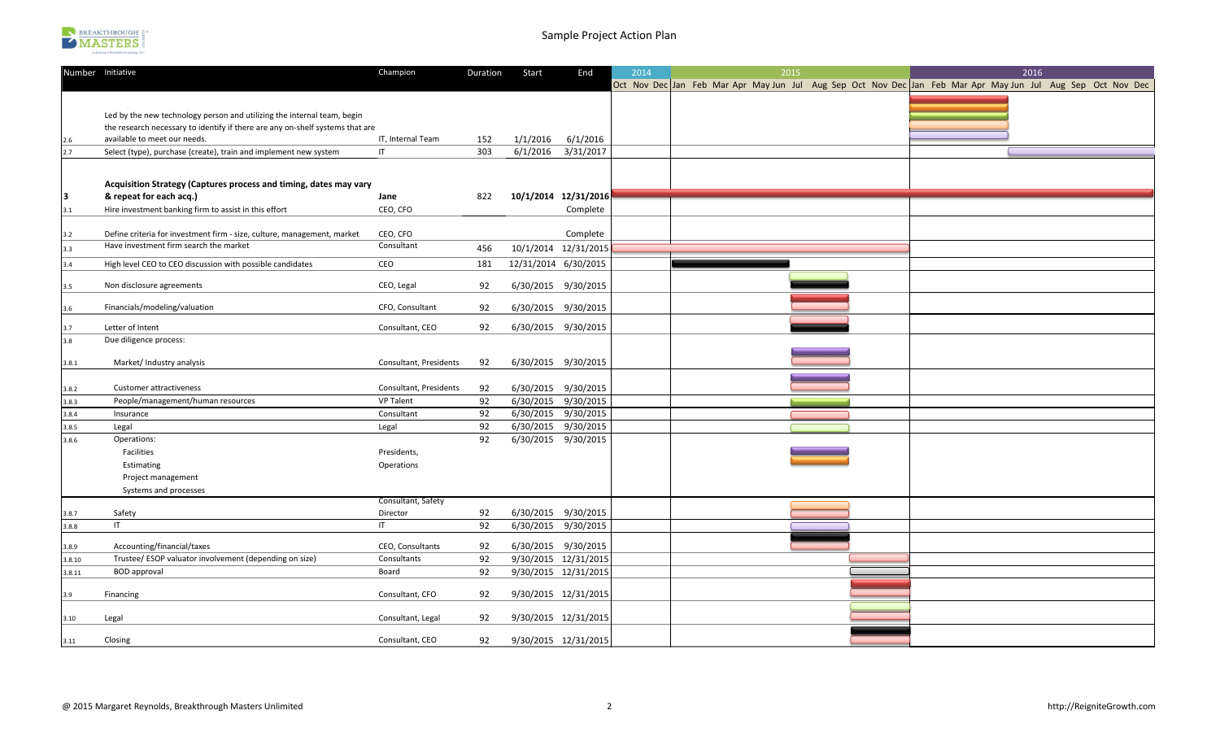# Sample Project Action Plan

| Number | Initiative | Champion | Duration | Start | End |
|---|---|---|---|---|---|
| 2.6 | Led by the new technology person and utilizing the internal team, begin the research necessary to identify if there are any on-shelf systems that are available to meet our needs. | IT, Internal Team | 152 | 1/1/2016 | 6/1/2016 |
| 2.7 | Select (type), purchase (create), train and implement new system | IT | 303 | 6/1/2016 | 3/31/2017 |
| **3** | **Acquisition Strategy (Captures process and timing, dates may vary & repeat for each acq.)** | **Jane** | 822 | **10/1/2014** | **12/31/2016** |
| 3.1 | Hire investment banking firm to assist in this effort | CEO, CFO | | | Complete |
| 3.2 | Define criteria for investment firm - size, culture, management, market | CEO, CFO | | | Complete |
| 3.3 | Have investment firm search the market | Consultant | 456 | 10/1/2014 | 12/31/2015 |
| 3.4 | High level CEO to CEO discussion with possible candidates | CEO | 181 | 12/31/2014 | 6/30/2015 |
| 3.5 | Non disclosure agreements | CEO, Legal | 92 | 6/30/2015 | 9/30/2015 |
| 3.6 | Financials/modeling/valuation | CFO, Consultant | 92 | 6/30/2015 | 9/30/2015 |
| 3.7 | Letter of Intent | Consultant, CEO | 92 | 6/30/2015 | 9/30/2015 |
| 3.8 | Due diligence process: | | | | |
| 3.8.1 | Market/ Industry analysis | Consultant, Presidents | 92 | 6/30/2015 | 9/30/2015 |
| 3.8.2 | Customer attractiveness | Consultant, Presidents | 92 | 6/30/2015 | 9/30/2015 |
| 3.8.3 | People/management/human resources | VP Talent | 92 | 6/30/2015 | 9/30/2015 |
| 3.8.4 | Insurance | Consultant | 92 | 6/30/2015 | 9/30/2015 |
| 3.8.5 | Legal | Legal | 92 | 6/30/2015 | 9/30/2015 |
| 3.8.6 | Operations: Facilities, Estimating, Project management, Systems and processes | Presidents, Operations | 92 | 6/30/2015 | 9/30/2015 |
| 3.8.7 | Safety | Consultant, Safety Director | 92 | 6/30/2015 | 9/30/2015 |
| 3.8.8 | IT | IT | 92 | 6/30/2015 | 9/30/2015 |
| 3.8.9 | Accounting/financial/taxes | CEO, Consultants | 92 | 6/30/2015 | 9/30/2015 |
| 3.8.10 | Trustee/ ESOP valuator involvement (depending on size) | Consultants | 92 | 9/30/2015 | 12/31/2015 |
| 3.8.11 | BOD approval | Board | 92 | 9/30/2015 | 12/31/2015 |
| 3.9 | Financing | Consultant, CFO | 92 | 9/30/2015 | 12/31/2015 |
| 3.10 | Legal | Consultant, Legal | 92 | 9/30/2015 | 12/31/2015 |
| 3.11 | Closing | Consultant, CEO | 92 | 9/30/2015 | 12/31/2015 |

@ 2015 Margaret Reynolds, Breakthrough Masters Unlimited

http://ReigniteGrowth.com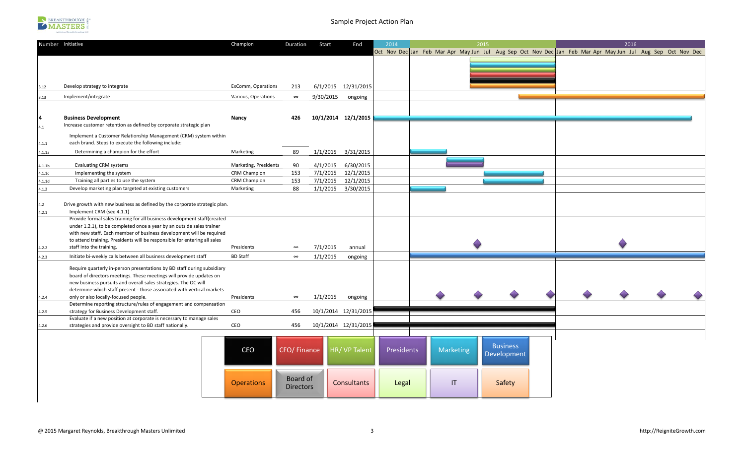Sample Project Action Plan

| Number | Initiative | Champion | Duration | Start | End |
|---|---|---|---|---|---|
| 3.12 | Develop strategy to integrate | ExComm, Operations | 213 | 6/1/2015 | 12/31/2015 |
| 3.13 | Implement/integrate | Various, Operations | ∞ | 9/30/2015 | ongoing |
| **4** | **Business Development** | **Nancy** | **426** | **10/1/2014** | **12/1/2015** |
| 4.1 | Increase customer retention as defined by corporate strategic plan | | | | |
| 4.1.1 | Implement a Customer Relationship Management (CRM) system within each brand. Steps to execute the following include: | | | | |
| 4.1.1a | Determining a champion for the effort | Marketing | 89 | 1/1/2015 | 3/31/2015 |
| 4.1.1b | Evaluating CRM systems | Marketing, Presidents | 90 | 4/1/2015 | 6/30/2015 |
| 4.1.1c | Implementing the system | CRM Champion | 153 | 7/1/2015 | 12/1/2015 |
| 4.1.1d | Training all parties to use the system | CRM Champion | 153 | 7/1/2015 | 12/1/2015 |
| 4.1.2 | Develop marketing plan targeted at existing customers | Marketing | 88 | 1/1/2015 | 3/30/2015 |
| 4.2 | Drive growth with new business as defined by the corporate strategic plan. | | | | |
| 4.2.1 | Implement CRM (see 4.1.1) | | | | |
| 4.2.2 | Provide formal sales training for all business development staff(created under 1.2.1), to be completed once a year by an outside sales trainer with new staff. Each member of business development will be required to attend training. Presidents will be responsible for entering all sales staff into the training. | Presidents | ∞ | 7/1/2015 | annual |
| 4.2.3 | Initiate bi-weekly calls between all business development staff | BD Staff | ∞ | 1/1/2015 | ongoing |
| 4.2.4 | Require quarterly in-person presentations by BD staff during subsidiary board of directors meetings. These meetings will provide updates on new business pursuits and overall sales strategies. The OC will determine which staff present - those associated with vertical markets only or also locally-focused people. | Presidents | ∞ | 1/1/2015 | ongoing |
| 4.2.5 | Determine reporting structure/rules of engagement and compensation strategy for Business Development staff. | CEO | 456 | 10/1/2014 | 12/31/2015 |
| 4.2.6 | Evaluate if a new position at corporate is necessary to manage sales strategies and provide oversight to BD staff nationally. | CEO | 456 | 10/1/2014 | 12/31/2015 |

2014: Oct Nov Dec
2015: Jan Feb Mar Apr May Jun Jul Aug Sep Oct Nov Dec
2016: Jan Feb Mar Apr May Jun Jul Aug Sep Oct Nov Dec

CEO | CFO/ Finance | HR/ VP Talent | Presidents | Marketing | Business Development
Operations | Board of Directors | Consultants | Legal | IT | Safety

@ 2015 Margaret Reynolds, Breakthrough Masters Unlimited

http://ReigniteGrowth.com